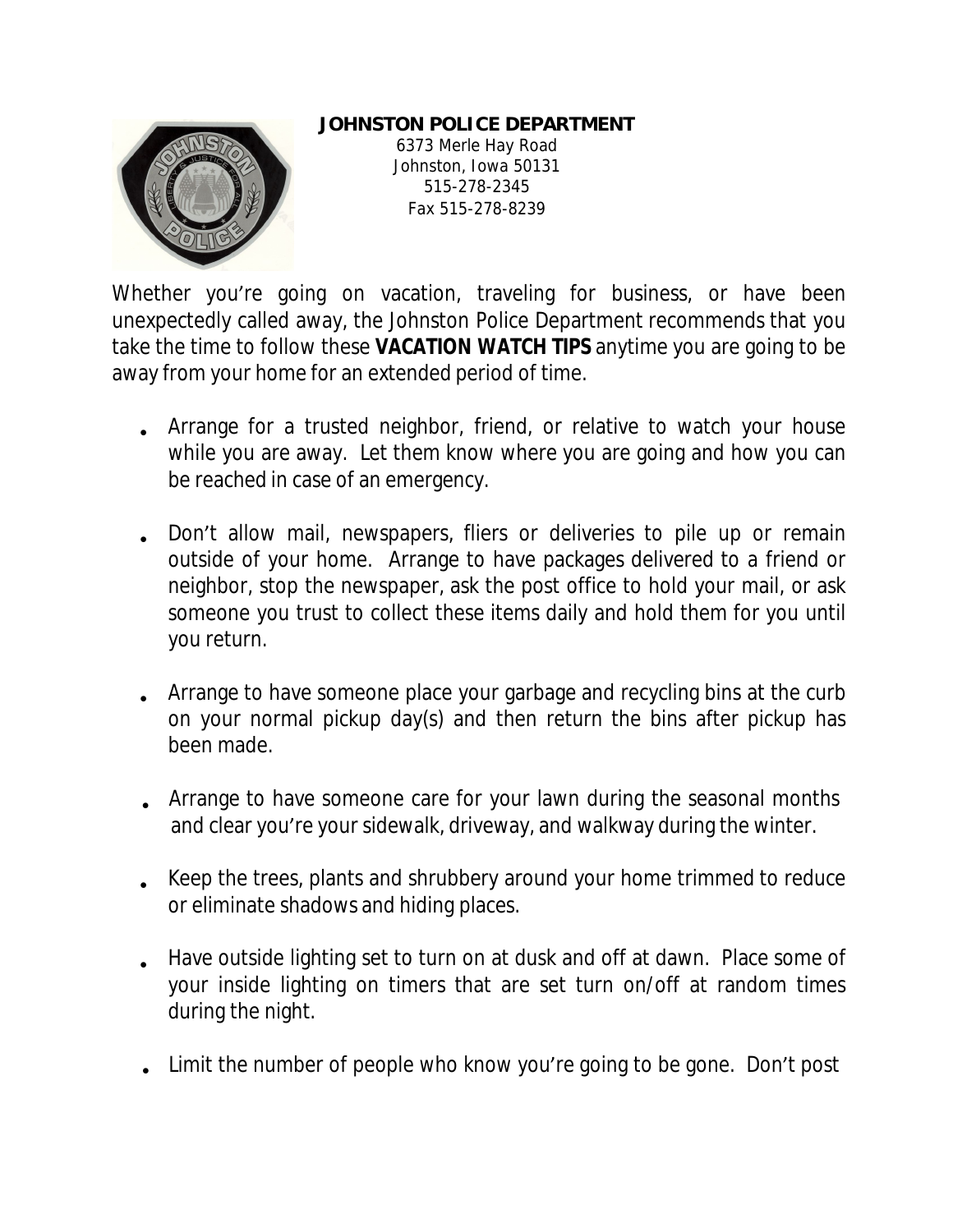**JOHNSTON POLICE DEPARTMENT**

6373 Merle Hay Road
Johnston, Iowa 50131
515-278-2345
Fax 515-278-8239

Whether you're going on vacation, traveling for business, or have been unexpectedly called away, the Johnston Police Department recommends that you take the time to follow these **VACATION WATCH TIPS** anytime you are going to be away from your home for an extended period of time.

- Arrange for a trusted neighbor, friend, or relative to watch your house while you are away. Let them know where you are going and how you can be reached in case of an emergency.
- Don't allow mail, newspapers, fliers or deliveries to pile up or remain outside of your home. Arrange to have packages delivered to a friend or neighbor, stop the newspaper, ask the post office to hold your mail, or ask someone you trust to collect these items daily and hold them for you until you return.
- Arrange to have someone place your garbage and recycling bins at the curb on your normal pickup day(s) and then return the bins after pickup has been made.
- Arrange to have someone care for your lawn during the seasonal months and clear you're your sidewalk, driveway, and walkway during the winter.
- Keep the trees, plants and shrubbery around your home trimmed to reduce or eliminate shadows and hiding places.
- Have outside lighting set to turn on at dusk and off at dawn. Place some of your inside lighting on timers that are set turn on/off at random times during the night.
- Limit the number of people who know you're going to be gone. Don't post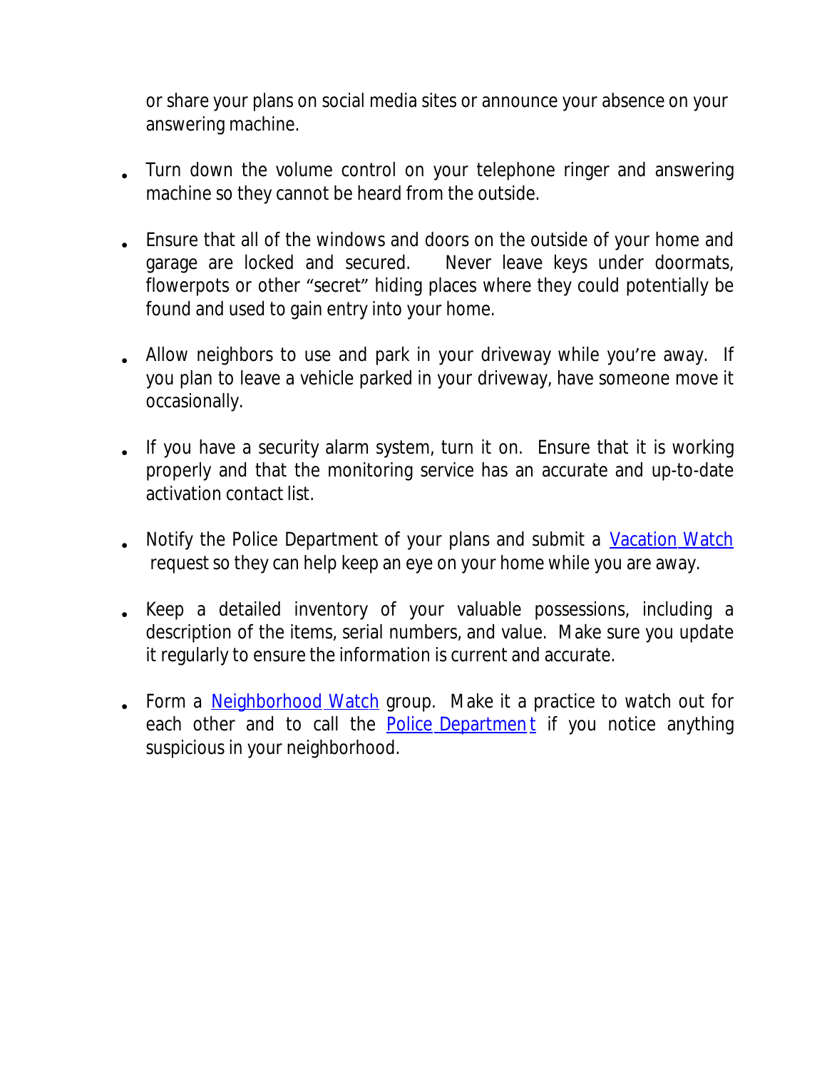or share your plans on social media sites or announce your absence on your answering machine.

- Turn down the volume control on your telephone ringer and answering machine so they cannot be heard from the outside.

- Ensure that all of the windows and doors on the outside of your home and garage are locked and secured. Never leave keys under doormats, flowerpots or other "secret" hiding places where they could potentially be found and used to gain entry into your home.

- Allow neighbors to use and park in your driveway while you're away. If you plan to leave a vehicle parked in your driveway, have someone move it occasionally.

- If you have a security alarm system, turn it on. Ensure that it is working properly and that the monitoring service has an accurate and up-to-date activation contact list.

- Notify the Police Department of your plans and submit a Vacation Watch request so they can help keep an eye on your home while you are away.

- Keep a detailed inventory of your valuable possessions, including a description of the items, serial numbers, and value. Make sure you update it regularly to ensure the information is current and accurate.

- Form a Neighborhood Watch group. Make it a practice to watch out for each other and to call the Police Department if you notice anything suspicious in your neighborhood.